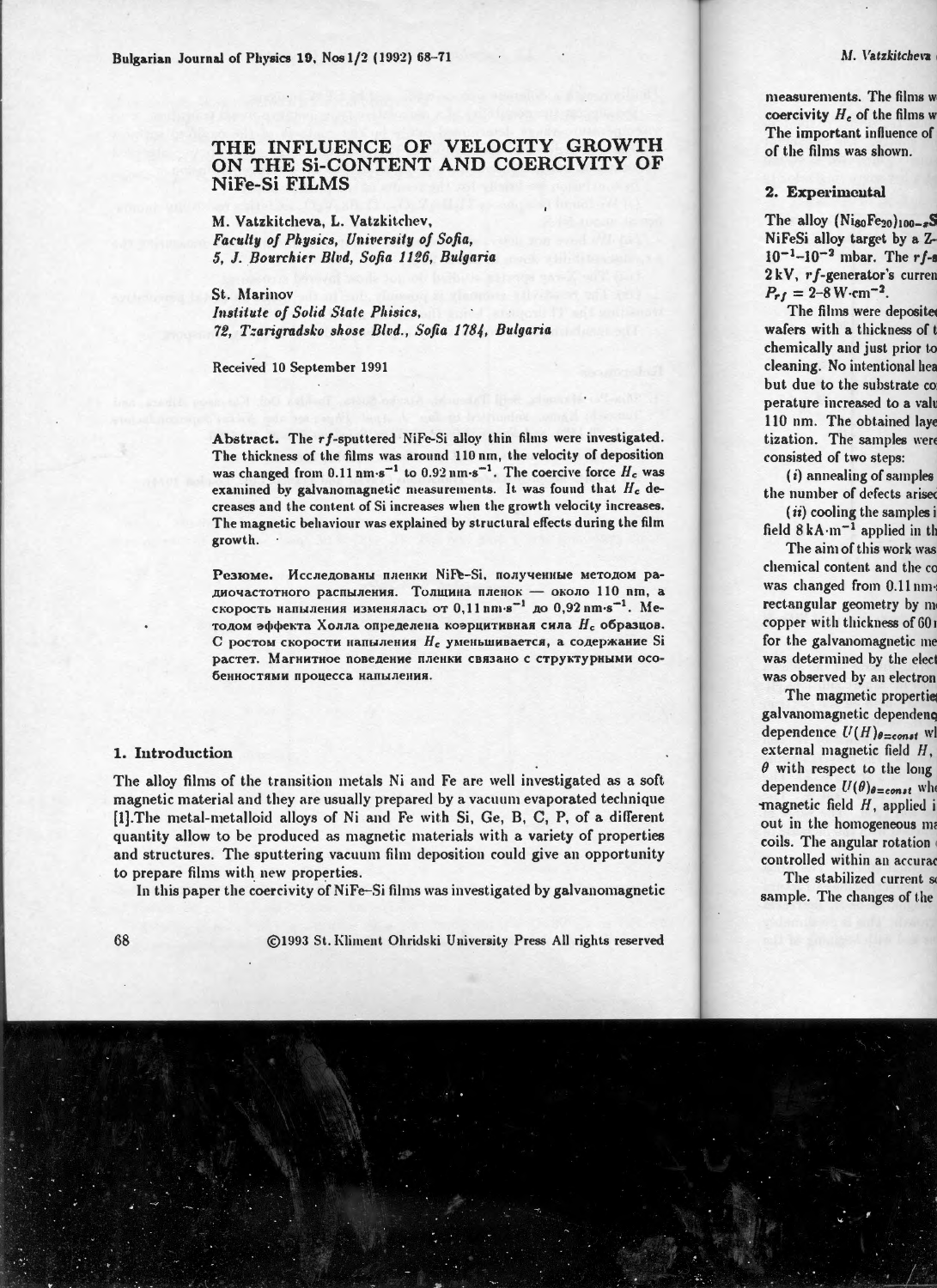# THE INFLUENCE OF VELOCITY GROWTH ON THE Si-CONTENT AND COERCIVITY OF NiFe-Si FILMS

M. Vatzkitcheva, L. Vatzkitchev,
*Faculty of Physics, University of Sofia,*
*5, J. Bourchier Blvd, Sofia 1126, Bulgaria*

St. Marinov
*Institute of Solid State Phisics,*
*72, Tzarigradsko shose Blvd., Sofia 1784, Bulgaria*

Received 10 September 1991

**Abstract.** The *rf*-sputtered NiFe-Si alloy thin films were investigated. The thickness of the films was around 110 nm, the velocity of deposition was changed from $0.11\,\mathrm{nm\cdot s^{-1}}$ to $0.92\,\mathrm{nm\cdot s^{-1}}$. The coercive force $H_c$ was examined by galvanomagnetic measurements. It was found that $H_c$ decreases and the content of Si increases when the growth velocity increases. The magnetic behaviour was explained by structural effects during the film growth.

**Резюме.** Исследованы пленки NiFe-Si, полученные методом радиочастотного распыления. Толщина пленок — около 110 nm, а скорость напыления изменялась от $0{,}11\,\mathrm{nm\cdot s^{-1}}$ до $0{,}92\,\mathrm{nm\cdot s^{-1}}$. Методом эффекта Холла определена коэрцитивная сила $H_c$ образцов. С ростом скорости напыления $H_c$ уменьшивается, а содержание Si растет. Магнитное поведение пленки связано с структурными особенностями процесса напыления.

## 1. Introduction

The alloy films of the transition metals Ni and Fe are well investigated as a soft magnetic material and they are usually prepared by a vacuum evaporated technique [1]. The metal-metalloid alloys of Ni and Fe with Si, Ge, B, C, P, of a different quantity allow to be produced as magnetic materials with a variety of properties and structures. The sputtering vacuum film deposition could give an opportunity to prepare films with new properties.

In this paper the coercivity of NiFe–Si films was investigated by galvanomagnetic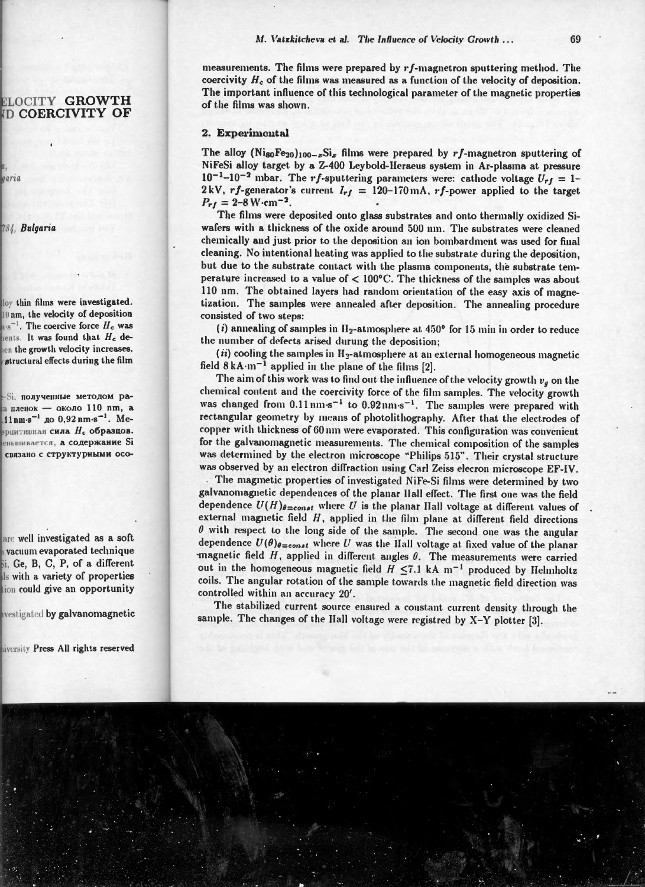measurements. The films were prepared by $rf$-magnetron sputtering method. The coercivity $H_c$ of the films was measured as a function of the velocity of deposition. The important influence of this technological parameter of the magnetic properties of the films was shown.

## 2. Experimental

The alloy $(Ni_{80}Fe_{20})_{100-x}Si_x$ films were prepared by $rf$-magnetron sputtering of NiFeSi alloy target by a Z-400 Leybold-Heraeus system in Ar-plasma at pressure $10^{-1}$–$10^{-2}$ mbar. The $rf$-sputtering parameters were: cathode voltage $U_{rf}$ = 1–2 kV, $rf$-generator's current $I_{rf}$ = 120–170 mA, $rf$-power applied to the target $P_{rf}$ = 2–8 W·cm$^{-2}$.

The films were deposited onto glass substrates and onto thermally oxidized Si-wafers with a thickness of the oxide around 500 nm. The substrates were cleaned chemically and just prior to the deposition an ion bombardment was used for final cleaning. No intentional heating was applied to the substrate during the deposition, but due to the substrate contact with the plasma components, the substrate temperature increased to a value of < 100°C. The thickness of the samples was about 110 nm. The obtained layers had random orientation of the easy axis of magnetization. The samples were annealed after deposition. The annealing procedure consisted of two steps:

(*i*) annealing of samples in $H_2$-atmosphere at 450° for 15 min in order to reduce the number of defects arised durung the deposition;

(*ii*) cooling the samples in $H_2$-atmosphere at an external homogeneous magnetic field 8 kA·m$^{-1}$ applied in the plane of the films [2].

The aim of this work was to find out the influence of the velocity growth $v_g$ on the chemical content and the coercivity force of the film samples. The velocity growth was changed from 0.11 nm·s$^{-1}$ to 0.92 nm·s$^{-1}$. The samples were prepared with rectangular geometry by means of photolithography. After that the electrodes of copper with thickness of 60 nm were evaporated. This configuration was convenient for the galvanomagnetic measurements. The chemical composition of the samples was determined by the electron microscope "Philips 515". Their crystal structure was observed by an electron diffraction using Carl Zeiss elecron microscope EF-IV.

The magnetic properties of investigated NiFe-Si films were determined by two galvanomagnetic dependences of the planar Hall effect. The first one was the field dependence $U(H)_{\theta=const}$ where $U$ is the planar Hall voltage at different values of external magnetic field $H$, applied in the film plane at different field directions $\theta$ with respect to the long side of the sample. The second one was the angular dependence $U(\theta)_{\theta=const}$ where $U$ was the Hall voltage at fixed value of the planar magnetic field $H$, applied in different angles $\theta$. The measurements were carried out in the homogeneous magnetic field $H \leq 7.1$ kA m$^{-1}$ produced by Helmholtz coils. The angular rotation of the sample towards the magnetic field direction was controlled within an accuracy 20′.

The stabilized current source ensured a constant current density through the sample. The changes of the Hall voltage were registred by X-Y plotter [3].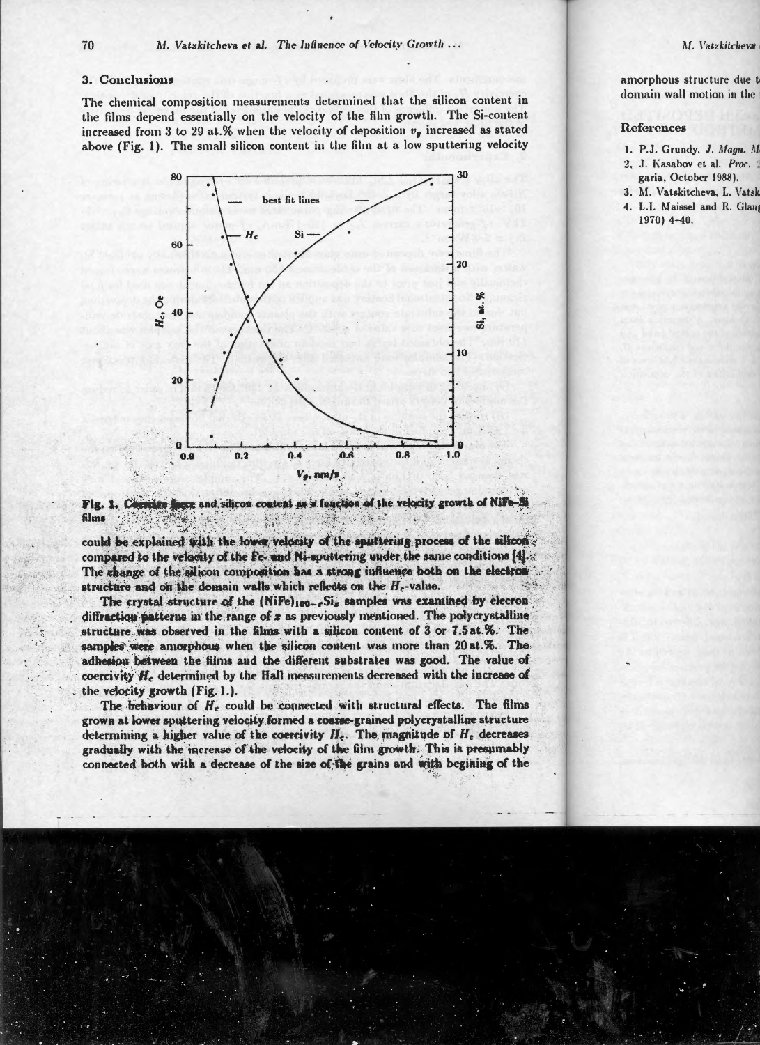## 3. Conclusions

The chemical composition measurements determined that the silicon content in the films depend essentially on the velocity of the film growth. The Si-content increased from 3 to 29 at.% when the velocity of deposition $v_g$ increased as stated above (Fig. 1). The small silicon content in the film at a low sputtering velocity

Fig. 1. Coercive force and silicon content as a function of the velocity growth of NiFe-Si films

could be explained with the lower velocity of the sputtering process of the silicon compared to the velocity of the Fe- and Ni-sputtering under the same conditions [4]. The change of the silicon composition has a strong influence both on the electron structure and on the domain walls which reflects on the $H_c$-value.

The crystal structure of the $(NiFe)_{100-x}Si_x$ samples was examined by elecron diffraction patterns in the range of $x$ as previously mentioned. The polycrystalline structure was observed in the films with a silicon content of 3 or 7.5 at.%. The samples were amorphous when the silicon content was more than 20 at.%. The adhesion between the films and the different substrates was good. The value of coercivity $H_c$ determined by the Hall measurements decreased with the increase of the velocity growth (Fig. 1.).

The behaviour of $H_c$ could be connected with structural effects. The films grown at lower sputtering velocity formed a coarse-grained polycrystalline structure determining a higher value of the coercivity $H_c$. The magnitude of $H_c$ decreases gradually with the increase of the velocity of the film growth. This is presumably connected both with a decrease of the size of the grains and with begining of the

amorphous structure due t
domain wall motion in the

## References

1. P.J. Grundy. *J. Magn. M*
2. J. Kasabov et al. *Proc.*
   garia, October 1988).
3. M. Vatskitcheva, L. Vatsk
4. L.I. Maissel and R. Glan
   1970) 4–40.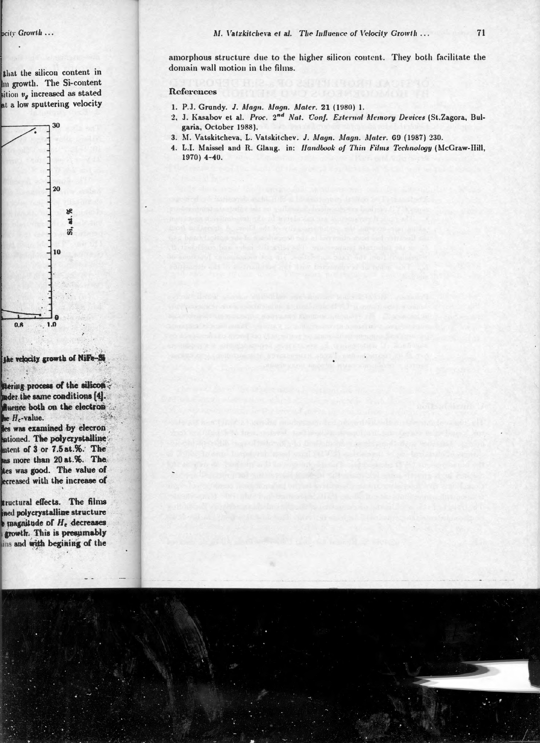amorphous structure due to the higher silicon content. They both facilitate the domain wall motion in the films.

## References

1. P.J. Grundy. *J. Magn. Magn. Mater.* **21** (1980) 1.
2. J. Kasabov et al. *Proc.* 2[nd] *Nat. Conf. External Memory Devices* (St.Zagora, Bulgaria, October 1988).
3. M. Vatskitcheva, L. Vatskitchev. *J. Magn. Magn. Mater.* **69** (1987) 230.
4. L.I. Maissel and R. Glang. in: *Handbook of Thin Films Technology* (McGraw-Hill, 1970) 4-40.